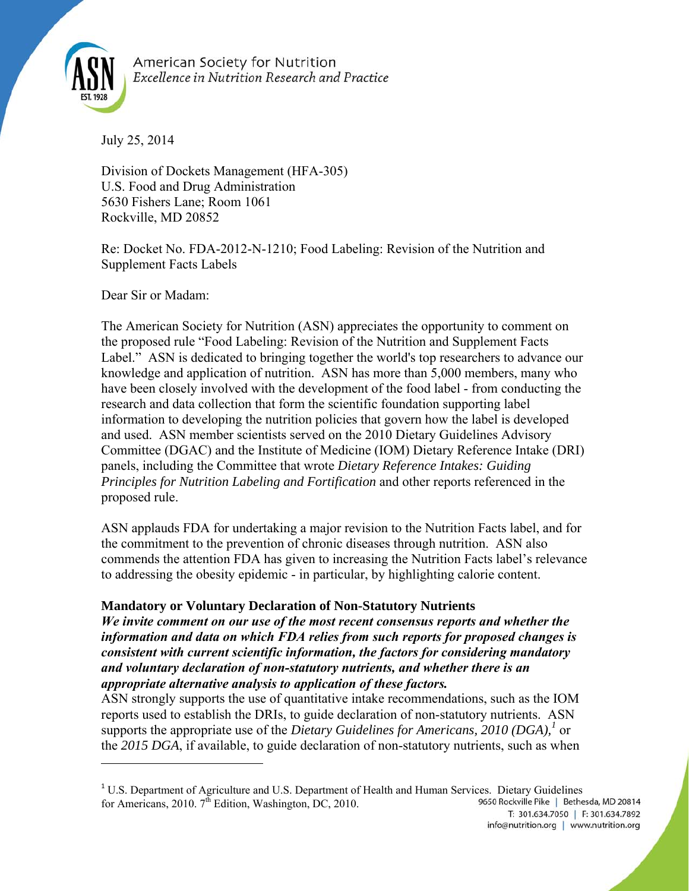American Society for Nutrition
*Excellence in Nutrition Research and Practice*

July 25, 2014

Division of Dockets Management (HFA-305)
U.S. Food and Drug Administration
5630 Fishers Lane; Room 1061
Rockville, MD 20852

Re: Docket No. FDA-2012-N-1210; Food Labeling: Revision of the Nutrition and Supplement Facts Labels

Dear Sir or Madam:

The American Society for Nutrition (ASN) appreciates the opportunity to comment on the proposed rule "Food Labeling: Revision of the Nutrition and Supplement Facts Label." ASN is dedicated to bringing together the world's top researchers to advance our knowledge and application of nutrition. ASN has more than 5,000 members, many who have been closely involved with the development of the food label - from conducting the research and data collection that form the scientific foundation supporting label information to developing the nutrition policies that govern how the label is developed and used. ASN member scientists served on the 2010 Dietary Guidelines Advisory Committee (DGAC) and the Institute of Medicine (IOM) Dietary Reference Intake (DRI) panels, including the Committee that wrote *Dietary Reference Intakes: Guiding Principles for Nutrition Labeling and Fortification* and other reports referenced in the proposed rule.

ASN applauds FDA for undertaking a major revision to the Nutrition Facts label, and for the commitment to the prevention of chronic diseases through nutrition. ASN also commends the attention FDA has given to increasing the Nutrition Facts label's relevance to addressing the obesity epidemic - in particular, by highlighting calorie content.

**Mandatory or Voluntary Declaration of Non-Statutory Nutrients**

***We invite comment on our use of the most recent consensus reports and whether the information and data on which FDA relies from such reports for proposed changes is consistent with current scientific information, the factors for considering mandatory and voluntary declaration of non-statutory nutrients, and whether there is an appropriate alternative analysis to application of these factors.***

ASN strongly supports the use of quantitative intake recommendations, such as the IOM reports used to establish the DRIs, to guide declaration of non-statutory nutrients. ASN supports the appropriate use of the *Dietary Guidelines for Americans, 2010 (DGA),*[1] or the *2015 DGA*, if available, to guide declaration of non-statutory nutrients, such as when

[1] U.S. Department of Agriculture and U.S. Department of Health and Human Services. Dietary Guidelines for Americans, 2010. 7th Edition, Washington, DC, 2010.

9650 Rockville Pike | Bethesda, MD 20814
T: 301.634.7050 | F: 301.634.7892
info@nutrition.org | www.nutrition.org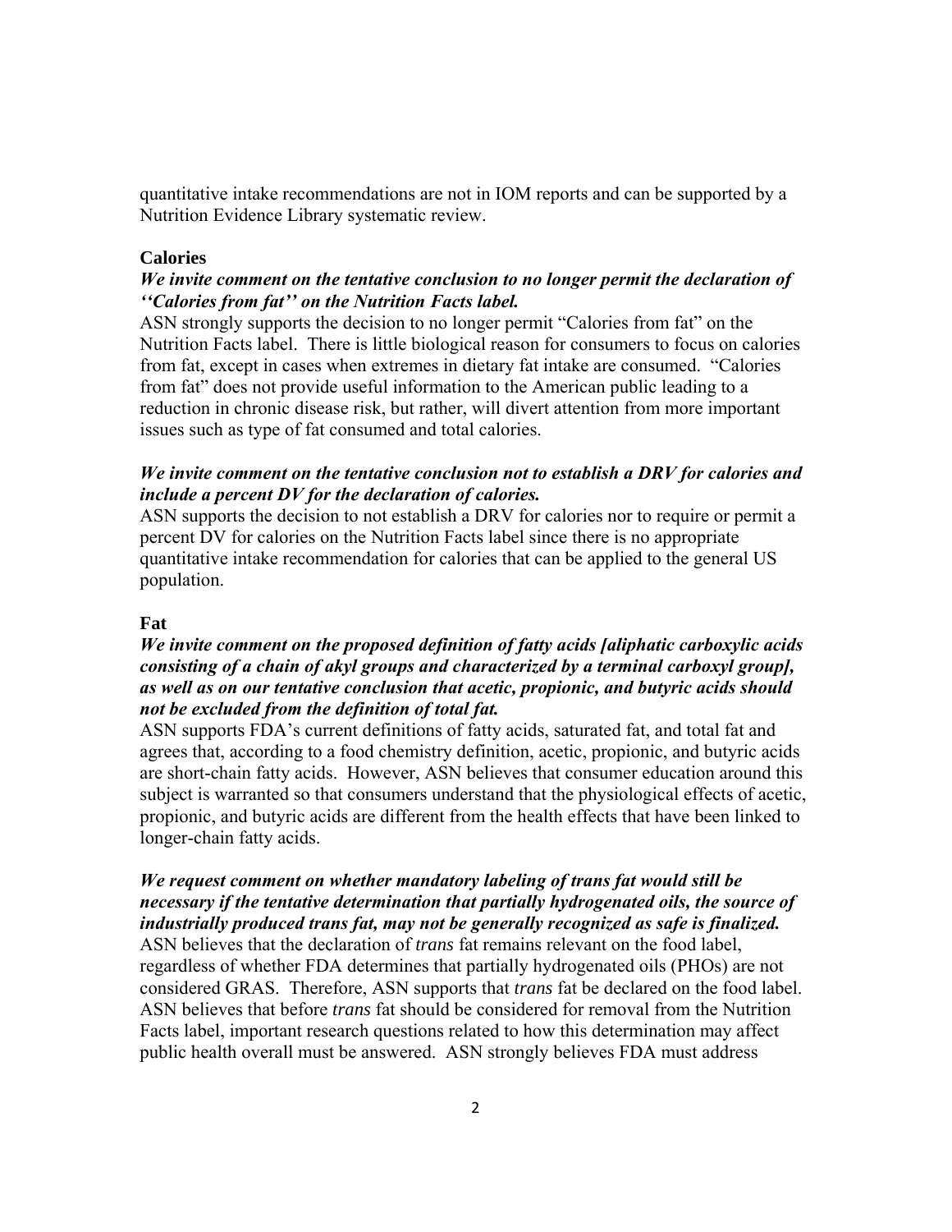quantitative intake recommendations are not in IOM reports and can be supported by a Nutrition Evidence Library systematic review.

### Calories

***We invite comment on the tentative conclusion to no longer permit the declaration of ''Calories from fat'' on the Nutrition Facts label.***

ASN strongly supports the decision to no longer permit "Calories from fat" on the Nutrition Facts label. There is little biological reason for consumers to focus on calories from fat, except in cases when extremes in dietary fat intake are consumed. "Calories from fat" does not provide useful information to the American public leading to a reduction in chronic disease risk, but rather, will divert attention from more important issues such as type of fat consumed and total calories.

***We invite comment on the tentative conclusion not to establish a DRV for calories and include a percent DV for the declaration of calories.***

ASN supports the decision to not establish a DRV for calories nor to require or permit a percent DV for calories on the Nutrition Facts label since there is no appropriate quantitative intake recommendation for calories that can be applied to the general US population.

### Fat

***We invite comment on the proposed definition of fatty acids [aliphatic carboxylic acids consisting of a chain of akyl groups and characterized by a terminal carboxyl group], as well as on our tentative conclusion that acetic, propionic, and butyric acids should not be excluded from the definition of total fat.***

ASN supports FDA's current definitions of fatty acids, saturated fat, and total fat and agrees that, according to a food chemistry definition, acetic, propionic, and butyric acids are short-chain fatty acids. However, ASN believes that consumer education around this subject is warranted so that consumers understand that the physiological effects of acetic, propionic, and butyric acids are different from the health effects that have been linked to longer-chain fatty acids.

***We request comment on whether mandatory labeling of trans fat would still be necessary if the tentative determination that partially hydrogenated oils, the source of industrially produced trans fat, may not be generally recognized as safe is finalized.***

ASN believes that the declaration of *trans* fat remains relevant on the food label, regardless of whether FDA determines that partially hydrogenated oils (PHOs) are not considered GRAS. Therefore, ASN supports that *trans* fat be declared on the food label. ASN believes that before *trans* fat should be considered for removal from the Nutrition Facts label, important research questions related to how this determination may affect public health overall must be answered. ASN strongly believes FDA must address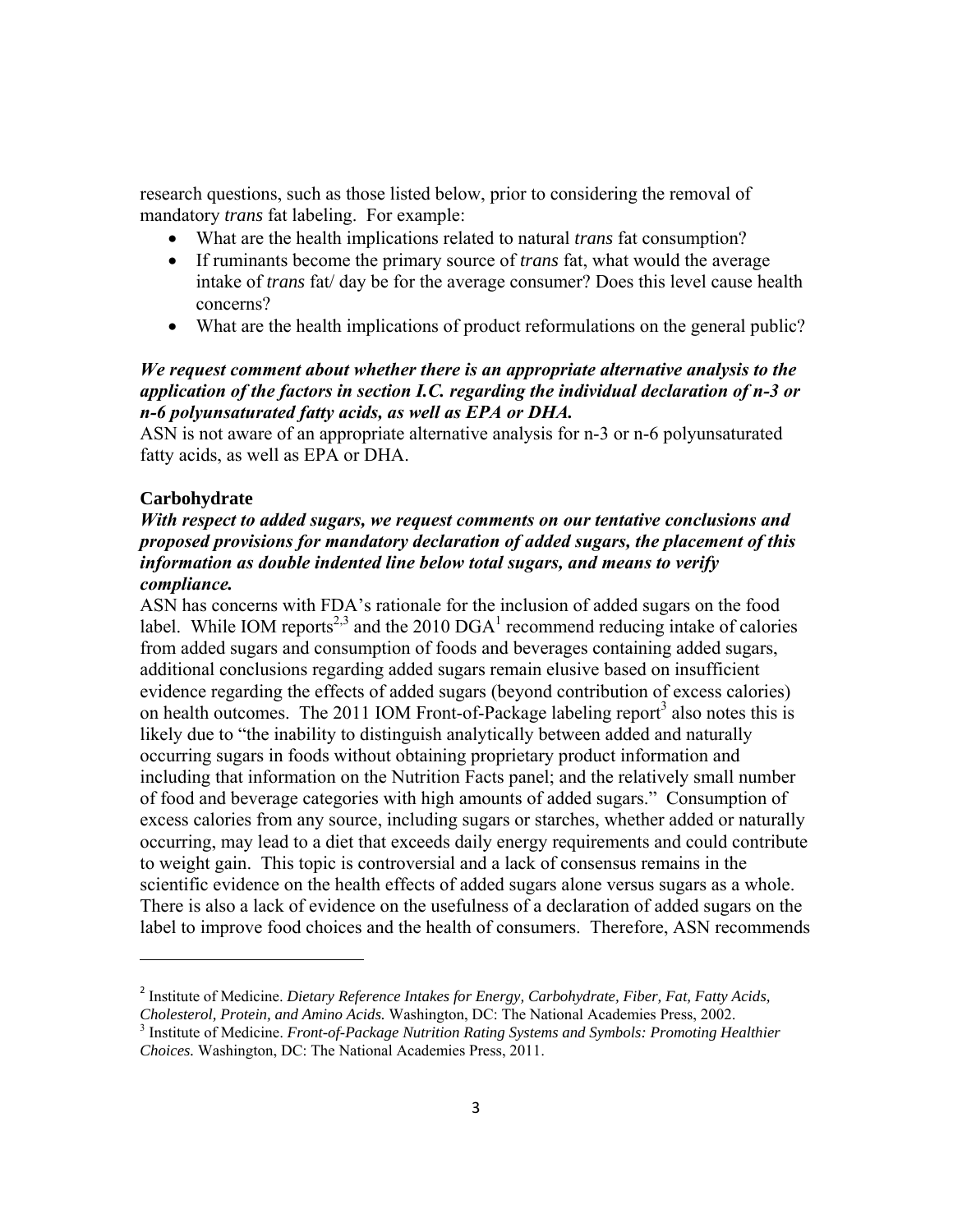research questions, such as those listed below, prior to considering the removal of mandatory *trans* fat labeling. For example:

- What are the health implications related to natural *trans* fat consumption?
- If ruminants become the primary source of *trans* fat, what would the average intake of *trans* fat/ day be for the average consumer? Does this level cause health concerns?
- What are the health implications of product reformulations on the general public?

***We request comment about whether there is an appropriate alternative analysis to the application of the factors in section I.C. regarding the individual declaration of n-3 or n-6 polyunsaturated fatty acids, as well as EPA or DHA.***

ASN is not aware of an appropriate alternative analysis for n-3 or n-6 polyunsaturated fatty acids, as well as EPA or DHA.

**Carbohydrate**

***With respect to added sugars, we request comments on our tentative conclusions and proposed provisions for mandatory declaration of added sugars, the placement of this information as double indented line below total sugars, and means to verify compliance.***

ASN has concerns with FDA's rationale for the inclusion of added sugars on the food label. While IOM reports[2,3] and the 2010 DGA[1] recommend reducing intake of calories from added sugars and consumption of foods and beverages containing added sugars, additional conclusions regarding added sugars remain elusive based on insufficient evidence regarding the effects of added sugars (beyond contribution of excess calories) on health outcomes. The 2011 IOM Front-of-Package labeling report[3] also notes this is likely due to "the inability to distinguish analytically between added and naturally occurring sugars in foods without obtaining proprietary product information and including that information on the Nutrition Facts panel; and the relatively small number of food and beverage categories with high amounts of added sugars." Consumption of excess calories from any source, including sugars or starches, whether added or naturally occurring, may lead to a diet that exceeds daily energy requirements and could contribute to weight gain. This topic is controversial and a lack of consensus remains in the scientific evidence on the health effects of added sugars alone versus sugars as a whole. There is also a lack of evidence on the usefulness of a declaration of added sugars on the label to improve food choices and the health of consumers. Therefore, ASN recommends

---

[2] Institute of Medicine. *Dietary Reference Intakes for Energy, Carbohydrate, Fiber, Fat, Fatty Acids, Cholesterol, Protein, and Amino Acids.* Washington, DC: The National Academies Press, 2002.

[3] Institute of Medicine. *Front-of-Package Nutrition Rating Systems and Symbols: Promoting Healthier Choices.* Washington, DC: The National Academies Press, 2011.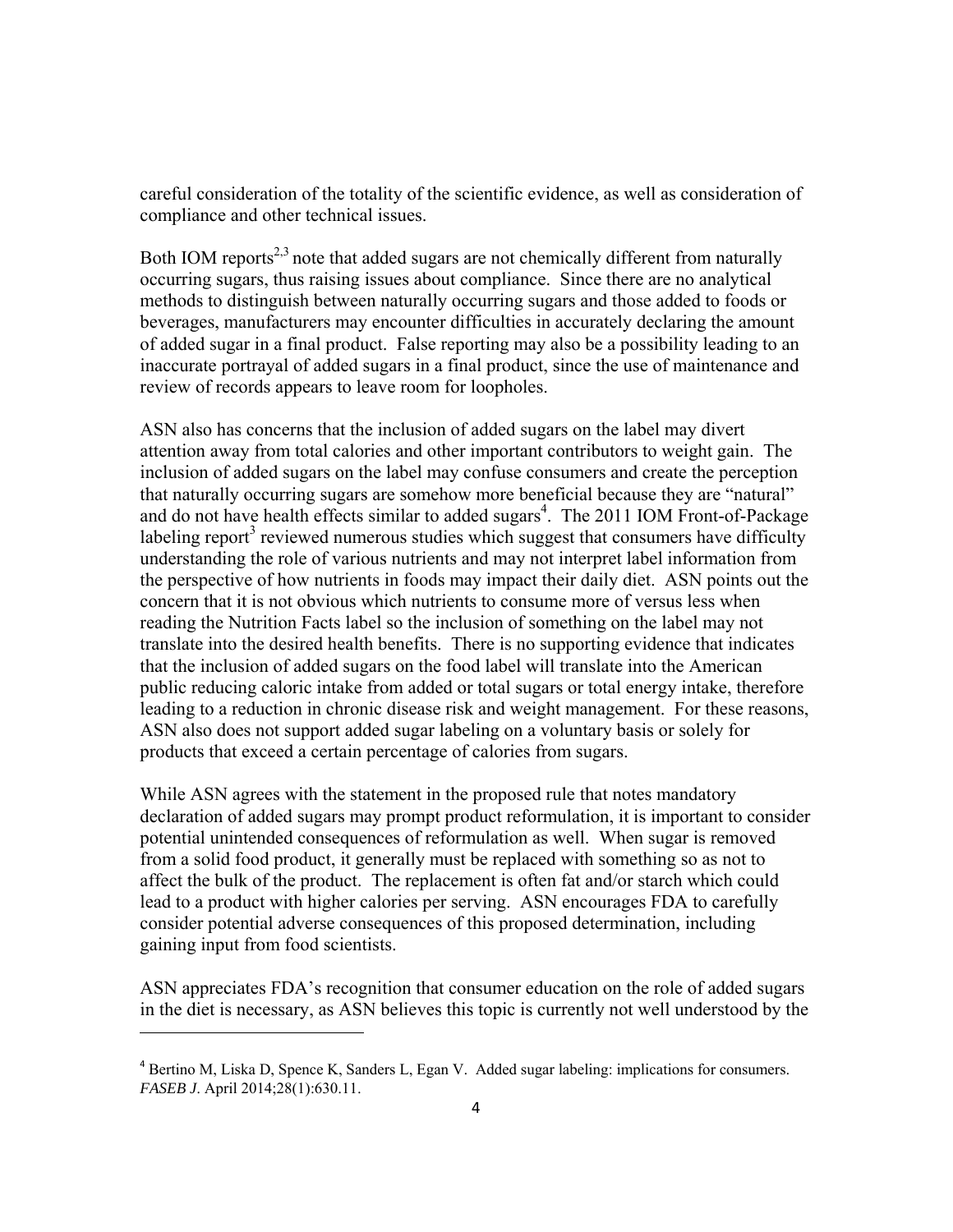careful consideration of the totality of the scientific evidence, as well as consideration of compliance and other technical issues.

Both IOM reports[2,3] note that added sugars are not chemically different from naturally occurring sugars, thus raising issues about compliance. Since there are no analytical methods to distinguish between naturally occurring sugars and those added to foods or beverages, manufacturers may encounter difficulties in accurately declaring the amount of added sugar in a final product. False reporting may also be a possibility leading to an inaccurate portrayal of added sugars in a final product, since the use of maintenance and review of records appears to leave room for loopholes.

ASN also has concerns that the inclusion of added sugars on the label may divert attention away from total calories and other important contributors to weight gain. The inclusion of added sugars on the label may confuse consumers and create the perception that naturally occurring sugars are somehow more beneficial because they are "natural" and do not have health effects similar to added sugars[4]. The 2011 IOM Front-of-Package labeling report[3] reviewed numerous studies which suggest that consumers have difficulty understanding the role of various nutrients and may not interpret label information from the perspective of how nutrients in foods may impact their daily diet. ASN points out the concern that it is not obvious which nutrients to consume more of versus less when reading the Nutrition Facts label so the inclusion of something on the label may not translate into the desired health benefits. There is no supporting evidence that indicates that the inclusion of added sugars on the food label will translate into the American public reducing caloric intake from added or total sugars or total energy intake, therefore leading to a reduction in chronic disease risk and weight management. For these reasons, ASN also does not support added sugar labeling on a voluntary basis or solely for products that exceed a certain percentage of calories from sugars.

While ASN agrees with the statement in the proposed rule that notes mandatory declaration of added sugars may prompt product reformulation, it is important to consider potential unintended consequences of reformulation as well. When sugar is removed from a solid food product, it generally must be replaced with something so as not to affect the bulk of the product. The replacement is often fat and/or starch which could lead to a product with higher calories per serving. ASN encourages FDA to carefully consider potential adverse consequences of this proposed determination, including gaining input from food scientists.

ASN appreciates FDA's recognition that consumer education on the role of added sugars in the diet is necessary, as ASN believes this topic is currently not well understood by the

---

[4] Bertino M, Liska D, Spence K, Sanders L, Egan V. Added sugar labeling: implications for consumers. *FASEB J*. April 2014;28(1):630.11.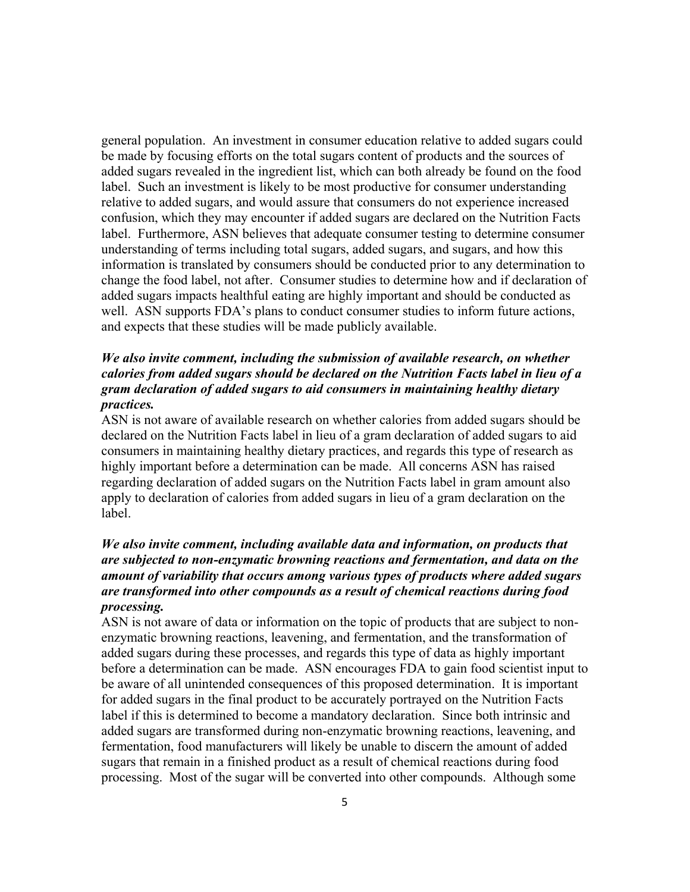general population. An investment in consumer education relative to added sugars could be made by focusing efforts on the total sugars content of products and the sources of added sugars revealed in the ingredient list, which can both already be found on the food label. Such an investment is likely to be most productive for consumer understanding relative to added sugars, and would assure that consumers do not experience increased confusion, which they may encounter if added sugars are declared on the Nutrition Facts label. Furthermore, ASN believes that adequate consumer testing to determine consumer understanding of terms including total sugars, added sugars, and sugars, and how this information is translated by consumers should be conducted prior to any determination to change the food label, not after. Consumer studies to determine how and if declaration of added sugars impacts healthful eating are highly important and should be conducted as well. ASN supports FDA's plans to conduct consumer studies to inform future actions, and expects that these studies will be made publicly available.

***We also invite comment, including the submission of available research, on whether calories from added sugars should be declared on the Nutrition Facts label in lieu of a gram declaration of added sugars to aid consumers in maintaining healthy dietary practices.***

ASN is not aware of available research on whether calories from added sugars should be declared on the Nutrition Facts label in lieu of a gram declaration of added sugars to aid consumers in maintaining healthy dietary practices, and regards this type of research as highly important before a determination can be made. All concerns ASN has raised regarding declaration of added sugars on the Nutrition Facts label in gram amount also apply to declaration of calories from added sugars in lieu of a gram declaration on the label.

***We also invite comment, including available data and information, on products that are subjected to non-enzymatic browning reactions and fermentation, and data on the amount of variability that occurs among various types of products where added sugars are transformed into other compounds as a result of chemical reactions during food processing.***

ASN is not aware of data or information on the topic of products that are subject to non-enzymatic browning reactions, leavening, and fermentation, and the transformation of added sugars during these processes, and regards this type of data as highly important before a determination can be made. ASN encourages FDA to gain food scientist input to be aware of all unintended consequences of this proposed determination. It is important for added sugars in the final product to be accurately portrayed on the Nutrition Facts label if this is determined to become a mandatory declaration. Since both intrinsic and added sugars are transformed during non-enzymatic browning reactions, leavening, and fermentation, food manufacturers will likely be unable to discern the amount of added sugars that remain in a finished product as a result of chemical reactions during food processing. Most of the sugar will be converted into other compounds. Although some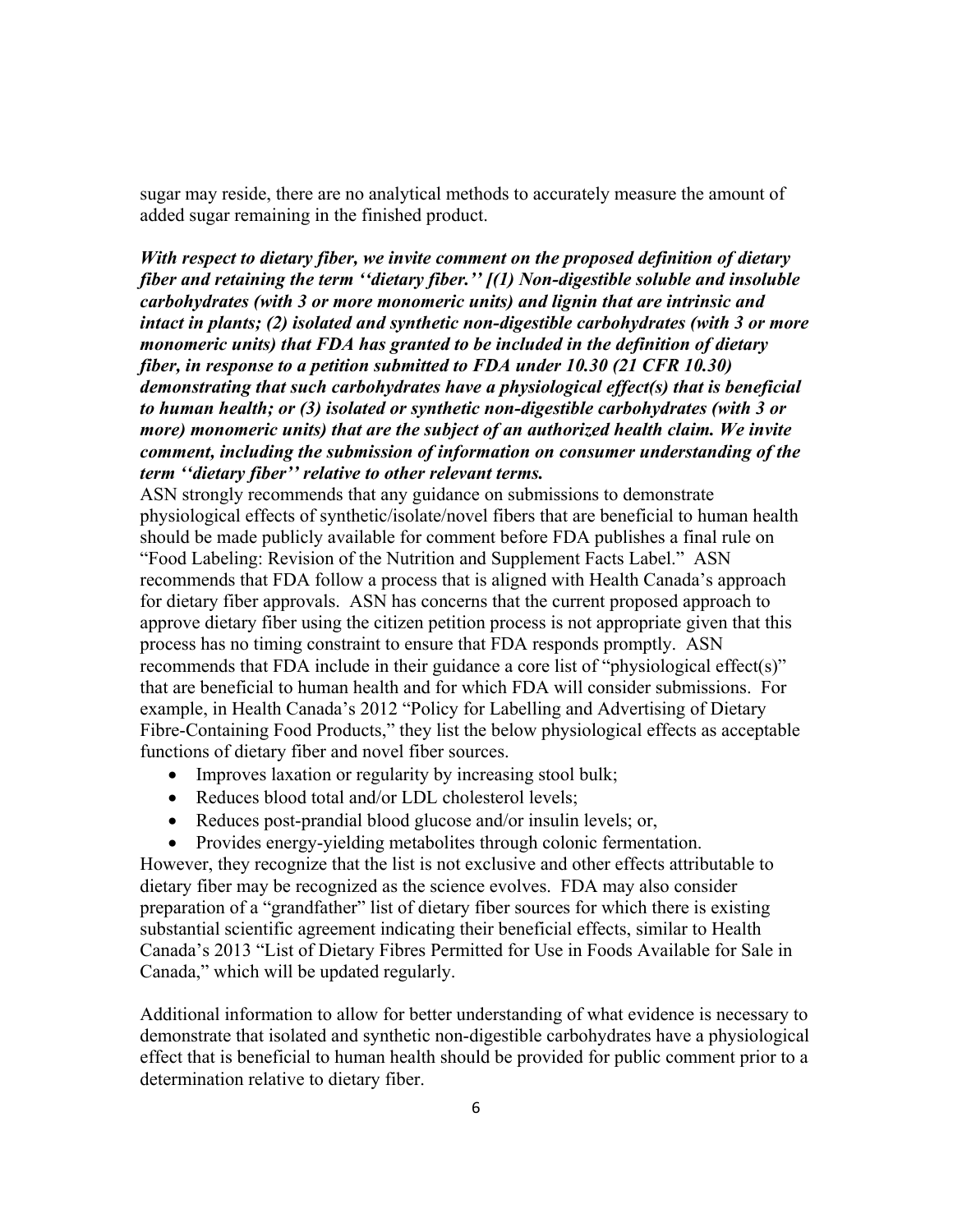sugar may reside, there are no analytical methods to accurately measure the amount of added sugar remaining in the finished product.

***With respect to dietary fiber, we invite comment on the proposed definition of dietary fiber and retaining the term ''dietary fiber.'' [(1) Non-digestible soluble and insoluble carbohydrates (with 3 or more monomeric units) and lignin that are intrinsic and intact in plants; (2) isolated and synthetic non-digestible carbohydrates (with 3 or more monomeric units) that FDA has granted to be included in the definition of dietary fiber, in response to a petition submitted to FDA under 10.30 (21 CFR 10.30) demonstrating that such carbohydrates have a physiological effect(s) that is beneficial to human health; or (3) isolated or synthetic non-digestible carbohydrates (with 3 or more) monomeric units) that are the subject of an authorized health claim. We invite comment, including the submission of information on consumer understanding of the term ''dietary fiber'' relative to other relevant terms.***

ASN strongly recommends that any guidance on submissions to demonstrate physiological effects of synthetic/isolate/novel fibers that are beneficial to human health should be made publicly available for comment before FDA publishes a final rule on "Food Labeling: Revision of the Nutrition and Supplement Facts Label." ASN recommends that FDA follow a process that is aligned with Health Canada's approach for dietary fiber approvals. ASN has concerns that the current proposed approach to approve dietary fiber using the citizen petition process is not appropriate given that this process has no timing constraint to ensure that FDA responds promptly. ASN recommends that FDA include in their guidance a core list of "physiological effect(s)" that are beneficial to human health and for which FDA will consider submissions. For example, in Health Canada's 2012 "Policy for Labelling and Advertising of Dietary Fibre-Containing Food Products," they list the below physiological effects as acceptable functions of dietary fiber and novel fiber sources.

- Improves laxation or regularity by increasing stool bulk;
- Reduces blood total and/or LDL cholesterol levels;
- Reduces post-prandial blood glucose and/or insulin levels; or,
- Provides energy-yielding metabolites through colonic fermentation.

However, they recognize that the list is not exclusive and other effects attributable to dietary fiber may be recognized as the science evolves. FDA may also consider preparation of a "grandfather" list of dietary fiber sources for which there is existing substantial scientific agreement indicating their beneficial effects, similar to Health Canada's 2013 "List of Dietary Fibres Permitted for Use in Foods Available for Sale in Canada," which will be updated regularly.

Additional information to allow for better understanding of what evidence is necessary to demonstrate that isolated and synthetic non-digestible carbohydrates have a physiological effect that is beneficial to human health should be provided for public comment prior to a determination relative to dietary fiber.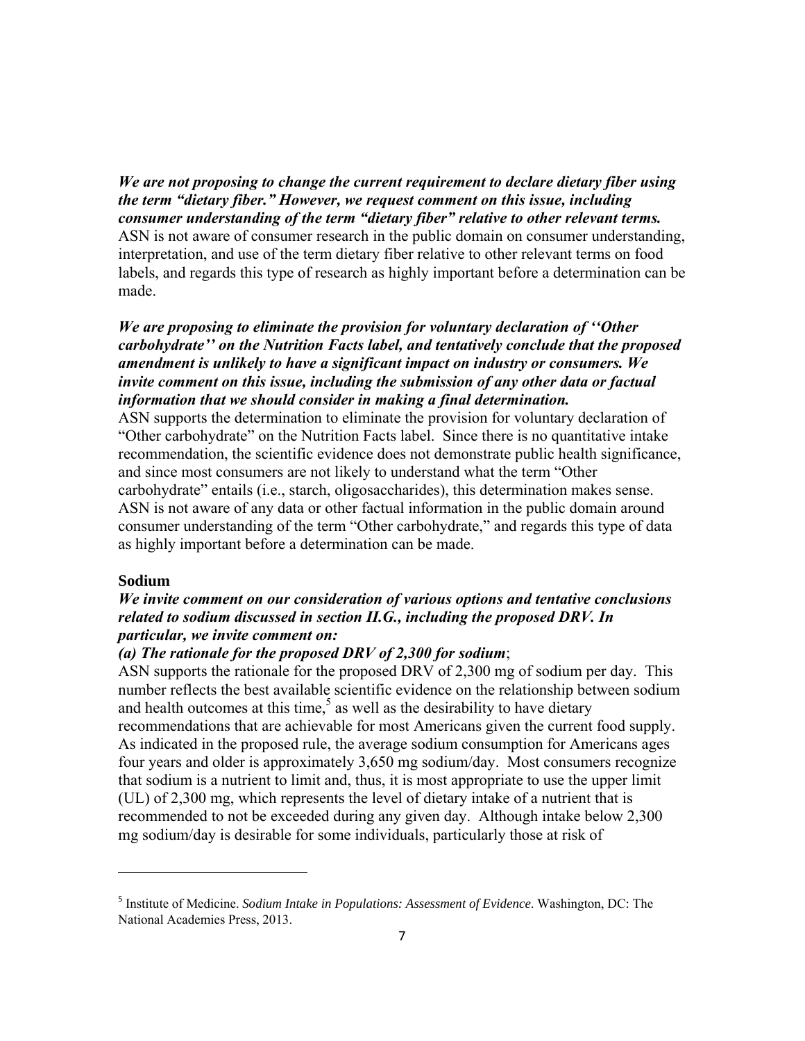***We are not proposing to change the current requirement to declare dietary fiber using the term "dietary fiber." However, we request comment on this issue, including consumer understanding of the term "dietary fiber" relative to other relevant terms.***
ASN is not aware of consumer research in the public domain on consumer understanding, interpretation, and use of the term dietary fiber relative to other relevant terms on food labels, and regards this type of research as highly important before a determination can be made.

***We are proposing to eliminate the provision for voluntary declaration of ''Other carbohydrate'' on the Nutrition Facts label, and tentatively conclude that the proposed amendment is unlikely to have a significant impact on industry or consumers. We invite comment on this issue, including the submission of any other data or factual information that we should consider in making a final determination.***
ASN supports the determination to eliminate the provision for voluntary declaration of "Other carbohydrate" on the Nutrition Facts label. Since there is no quantitative intake recommendation, the scientific evidence does not demonstrate public health significance, and since most consumers are not likely to understand what the term "Other carbohydrate" entails (i.e., starch, oligosaccharides), this determination makes sense. ASN is not aware of any data or other factual information in the public domain around consumer understanding of the term "Other carbohydrate," and regards this type of data as highly important before a determination can be made.

**Sodium**

***We invite comment on our consideration of various options and tentative conclusions related to sodium discussed in section II.G., including the proposed DRV. In particular, we invite comment on:***

***(a) The rationale for the proposed DRV of 2,300 for sodium***;
ASN supports the rationale for the proposed DRV of 2,300 mg of sodium per day. This number reflects the best available scientific evidence on the relationship between sodium and health outcomes at this time,[5] as well as the desirability to have dietary recommendations that are achievable for most Americans given the current food supply. As indicated in the proposed rule, the average sodium consumption for Americans ages four years and older is approximately 3,650 mg sodium/day. Most consumers recognize that sodium is a nutrient to limit and, thus, it is most appropriate to use the upper limit (UL) of 2,300 mg, which represents the level of dietary intake of a nutrient that is recommended to not be exceeded during any given day. Although intake below 2,300 mg sodium/day is desirable for some individuals, particularly those at risk of

[5] Institute of Medicine. *Sodium Intake in Populations: Assessment of Evidence*. Washington, DC: The National Academies Press, 2013.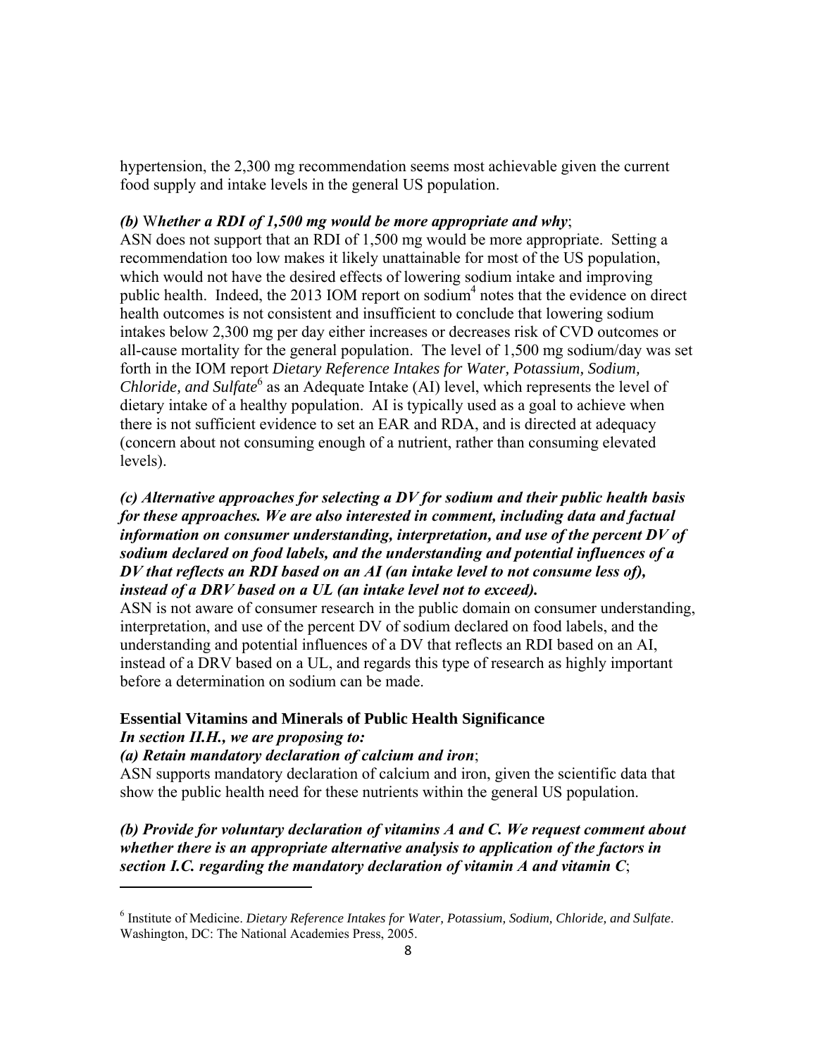hypertension, the 2,300 mg recommendation seems most achievable given the current food supply and intake levels in the general US population.

***(b) Whether a RDI of 1,500 mg would be more appropriate and why*;**

ASN does not support that an RDI of 1,500 mg would be more appropriate. Setting a recommendation too low makes it likely unattainable for most of the US population, which would not have the desired effects of lowering sodium intake and improving public health. Indeed, the 2013 IOM report on sodium[4] notes that the evidence on direct health outcomes is not consistent and insufficient to conclude that lowering sodium intakes below 2,300 mg per day either increases or decreases risk of CVD outcomes or all-cause mortality for the general population. The level of 1,500 mg sodium/day was set forth in the IOM report *Dietary Reference Intakes for Water, Potassium, Sodium, Chloride, and Sulfate*[6] as an Adequate Intake (AI) level, which represents the level of dietary intake of a healthy population. AI is typically used as a goal to achieve when there is not sufficient evidence to set an EAR and RDA, and is directed at adequacy (concern about not consuming enough of a nutrient, rather than consuming elevated levels).

***(c) Alternative approaches for selecting a DV for sodium and their public health basis for these approaches. We are also interested in comment, including data and factual information on consumer understanding, interpretation, and use of the percent DV of sodium declared on food labels, and the understanding and potential influences of a DV that reflects an RDI based on an AI (an intake level to not consume less of), instead of a DRV based on a UL (an intake level not to exceed).***

ASN is not aware of consumer research in the public domain on consumer understanding, interpretation, and use of the percent DV of sodium declared on food labels, and the understanding and potential influences of a DV that reflects an RDI based on an AI, instead of a DRV based on a UL, and regards this type of research as highly important before a determination on sodium can be made.

**Essential Vitamins and Minerals of Public Health Significance**

***In section II.H., we are proposing to:***

***(a) Retain mandatory declaration of calcium and iron*;**

ASN supports mandatory declaration of calcium and iron, given the scientific data that show the public health need for these nutrients within the general US population.

***(b) Provide for voluntary declaration of vitamins A and C. We request comment about whether there is an appropriate alternative analysis to application of the factors in section I.C. regarding the mandatory declaration of vitamin A and vitamin C*;**

---

[6] Institute of Medicine. *Dietary Reference Intakes for Water, Potassium, Sodium, Chloride, and Sulfate*. Washington, DC: The National Academies Press, 2005.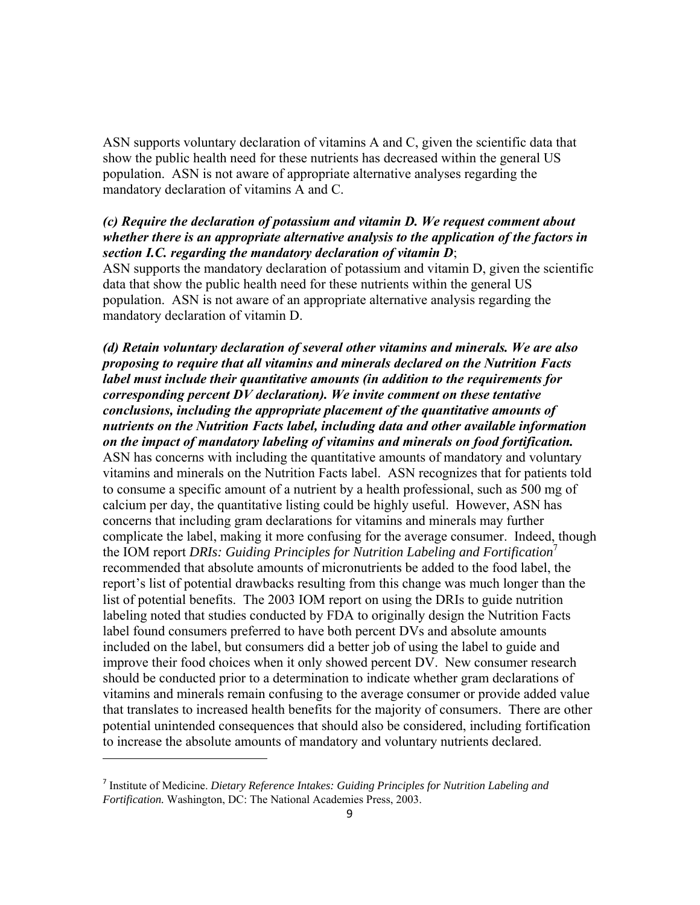ASN supports voluntary declaration of vitamins A and C, given the scientific data that show the public health need for these nutrients has decreased within the general US population. ASN is not aware of appropriate alternative analyses regarding the mandatory declaration of vitamins A and C.

***(c) Require the declaration of potassium and vitamin D. We request comment about whether there is an appropriate alternative analysis to the application of the factors in section I.C. regarding the mandatory declaration of vitamin D***;
ASN supports the mandatory declaration of potassium and vitamin D, given the scientific data that show the public health need for these nutrients within the general US population. ASN is not aware of an appropriate alternative analysis regarding the mandatory declaration of vitamin D.

***(d) Retain voluntary declaration of several other vitamins and minerals. We are also proposing to require that all vitamins and minerals declared on the Nutrition Facts label must include their quantitative amounts (in addition to the requirements for corresponding percent DV declaration). We invite comment on these tentative conclusions, including the appropriate placement of the quantitative amounts of nutrients on the Nutrition Facts label, including data and other available information on the impact of mandatory labeling of vitamins and minerals on food fortification.***
ASN has concerns with including the quantitative amounts of mandatory and voluntary vitamins and minerals on the Nutrition Facts label. ASN recognizes that for patients told to consume a specific amount of a nutrient by a health professional, such as 500 mg of calcium per day, the quantitative listing could be highly useful. However, ASN has concerns that including gram declarations for vitamins and minerals may further complicate the label, making it more confusing for the average consumer. Indeed, though the IOM report *DRIs: Guiding Principles for Nutrition Labeling and Fortification*[7] recommended that absolute amounts of micronutrients be added to the food label, the report's list of potential drawbacks resulting from this change was much longer than the list of potential benefits. The 2003 IOM report on using the DRIs to guide nutrition labeling noted that studies conducted by FDA to originally design the Nutrition Facts label found consumers preferred to have both percent DVs and absolute amounts included on the label, but consumers did a better job of using the label to guide and improve their food choices when it only showed percent DV. New consumer research should be conducted prior to a determination to indicate whether gram declarations of vitamins and minerals remain confusing to the average consumer or provide added value that translates to increased health benefits for the majority of consumers. There are other potential unintended consequences that should also be considered, including fortification to increase the absolute amounts of mandatory and voluntary nutrients declared.

---

[7] Institute of Medicine. *Dietary Reference Intakes: Guiding Principles for Nutrition Labeling and Fortification.* Washington, DC: The National Academies Press, 2003.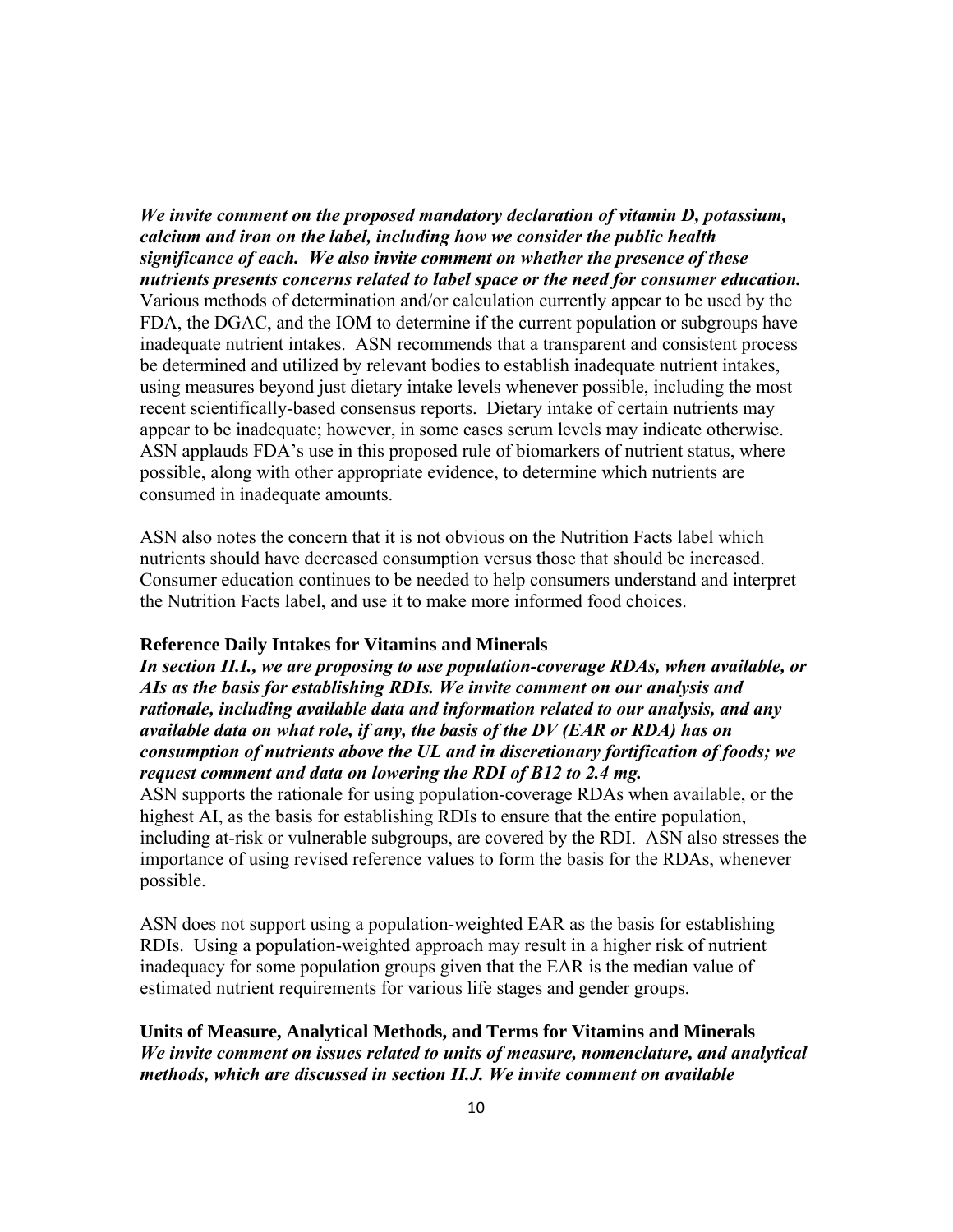***We invite comment on the proposed mandatory declaration of vitamin D, potassium, calcium and iron on the label, including how we consider the public health significance of each. We also invite comment on whether the presence of these nutrients presents concerns related to label space or the need for consumer education.*** Various methods of determination and/or calculation currently appear to be used by the FDA, the DGAC, and the IOM to determine if the current population or subgroups have inadequate nutrient intakes. ASN recommends that a transparent and consistent process be determined and utilized by relevant bodies to establish inadequate nutrient intakes, using measures beyond just dietary intake levels whenever possible, including the most recent scientifically-based consensus reports. Dietary intake of certain nutrients may appear to be inadequate; however, in some cases serum levels may indicate otherwise. ASN applauds FDA's use in this proposed rule of biomarkers of nutrient status, where possible, along with other appropriate evidence, to determine which nutrients are consumed in inadequate amounts.

ASN also notes the concern that it is not obvious on the Nutrition Facts label which nutrients should have decreased consumption versus those that should be increased. Consumer education continues to be needed to help consumers understand and interpret the Nutrition Facts label, and use it to make more informed food choices.

**Reference Daily Intakes for Vitamins and Minerals**

***In section II.I., we are proposing to use population-coverage RDAs, when available, or AIs as the basis for establishing RDIs. We invite comment on our analysis and rationale, including available data and information related to our analysis, and any available data on what role, if any, the basis of the DV (EAR or RDA) has on consumption of nutrients above the UL and in discretionary fortification of foods; we request comment and data on lowering the RDI of B12 to 2.4 mg.***

ASN supports the rationale for using population-coverage RDAs when available, or the highest AI, as the basis for establishing RDIs to ensure that the entire population, including at-risk or vulnerable subgroups, are covered by the RDI. ASN also stresses the importance of using revised reference values to form the basis for the RDAs, whenever possible.

ASN does not support using a population-weighted EAR as the basis for establishing RDIs. Using a population-weighted approach may result in a higher risk of nutrient inadequacy for some population groups given that the EAR is the median value of estimated nutrient requirements for various life stages and gender groups.

**Units of Measure, Analytical Methods, and Terms for Vitamins and Minerals**

***We invite comment on issues related to units of measure, nomenclature, and analytical methods, which are discussed in section II.J. We invite comment on available***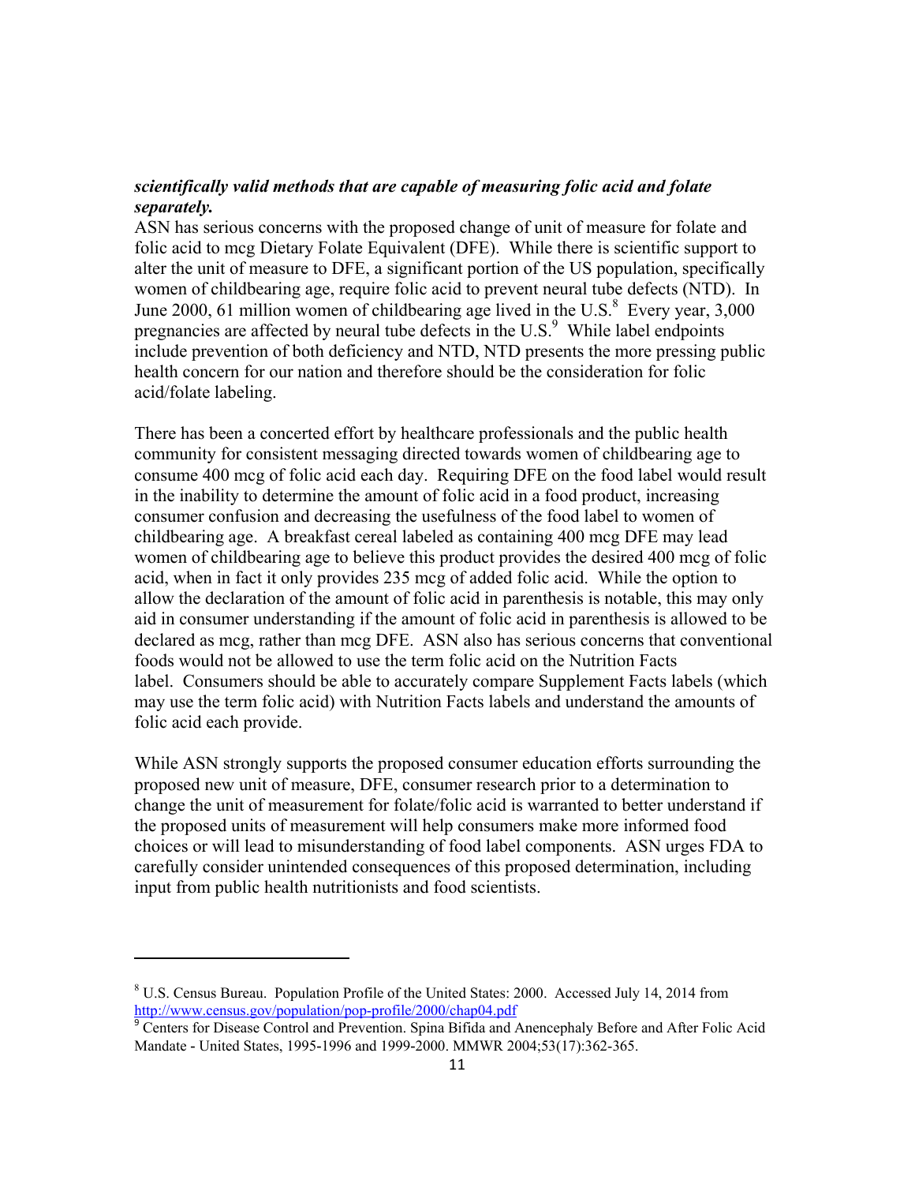***scientifically valid methods that are capable of measuring folic acid and folate separately.***

ASN has serious concerns with the proposed change of unit of measure for folate and folic acid to mcg Dietary Folate Equivalent (DFE). While there is scientific support to alter the unit of measure to DFE, a significant portion of the US population, specifically women of childbearing age, require folic acid to prevent neural tube defects (NTD). In June 2000, 61 million women of childbearing age lived in the U.S.[8] Every year, 3,000 pregnancies are affected by neural tube defects in the U.S.[9] While label endpoints include prevention of both deficiency and NTD, NTD presents the more pressing public health concern for our nation and therefore should be the consideration for folic acid/folate labeling.

There has been a concerted effort by healthcare professionals and the public health community for consistent messaging directed towards women of childbearing age to consume 400 mcg of folic acid each day. Requiring DFE on the food label would result in the inability to determine the amount of folic acid in a food product, increasing consumer confusion and decreasing the usefulness of the food label to women of childbearing age. A breakfast cereal labeled as containing 400 mcg DFE may lead women of childbearing age to believe this product provides the desired 400 mcg of folic acid, when in fact it only provides 235 mcg of added folic acid. While the option to allow the declaration of the amount of folic acid in parenthesis is notable, this may only aid in consumer understanding if the amount of folic acid in parenthesis is allowed to be declared as mcg, rather than mcg DFE. ASN also has serious concerns that conventional foods would not be allowed to use the term folic acid on the Nutrition Facts label. Consumers should be able to accurately compare Supplement Facts labels (which may use the term folic acid) with Nutrition Facts labels and understand the amounts of folic acid each provide.

While ASN strongly supports the proposed consumer education efforts surrounding the proposed new unit of measure, DFE, consumer research prior to a determination to change the unit of measurement for folate/folic acid is warranted to better understand if the proposed units of measurement will help consumers make more informed food choices or will lead to misunderstanding of food label components. ASN urges FDA to carefully consider unintended consequences of this proposed determination, including input from public health nutritionists and food scientists.

---

[8] U.S. Census Bureau. Population Profile of the United States: 2000. Accessed July 14, 2014 from http://www.census.gov/population/pop-profile/2000/chap04.pdf

[9] Centers for Disease Control and Prevention. Spina Bifida and Anencephaly Before and After Folic Acid Mandate - United States, 1995-1996 and 1999-2000. MMWR 2004;53(17):362-365.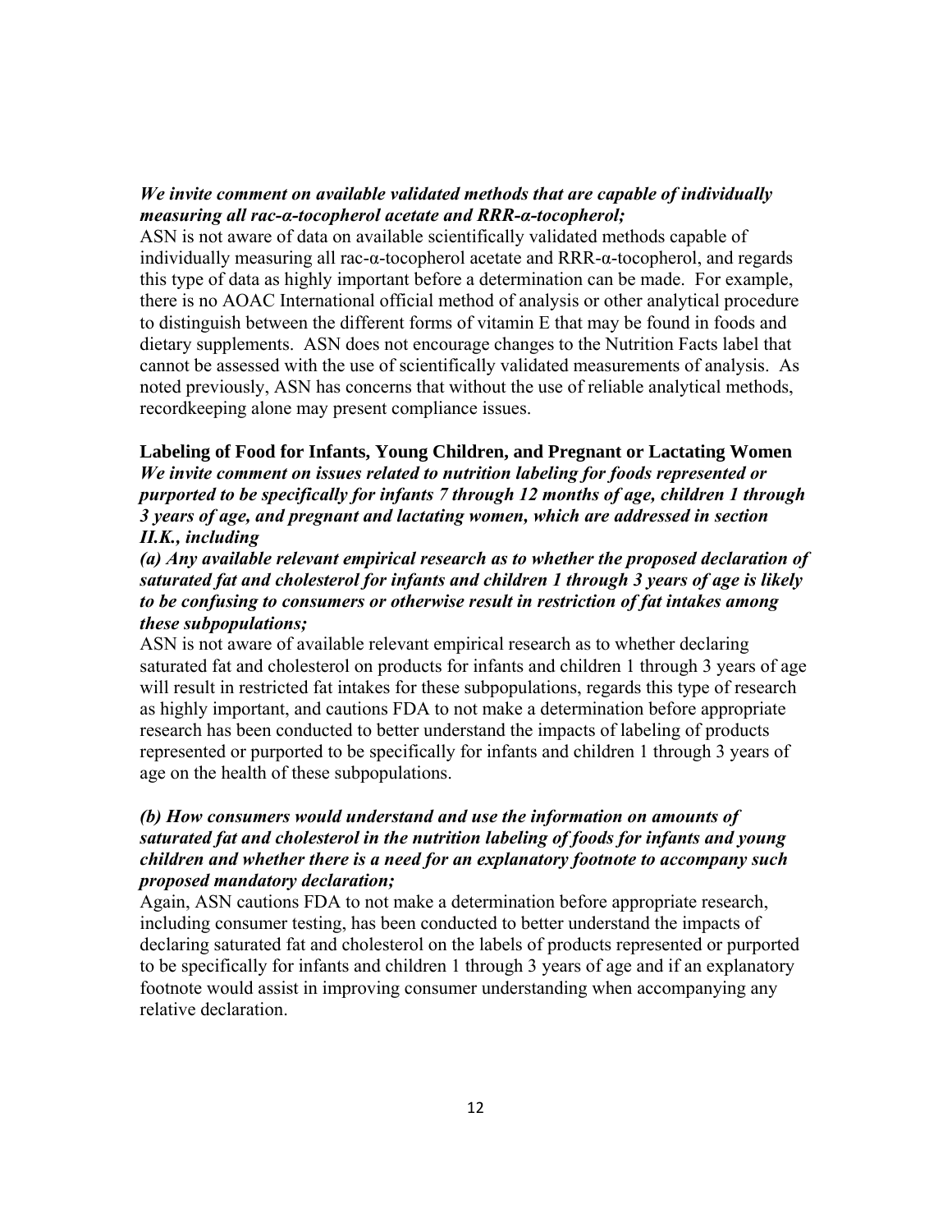***We invite comment on available validated methods that are capable of individually measuring all rac-α-tocopherol acetate and RRR-α-tocopherol;***

ASN is not aware of data on available scientifically validated methods capable of individually measuring all rac-α-tocopherol acetate and RRR-α-tocopherol, and regards this type of data as highly important before a determination can be made. For example, there is no AOAC International official method of analysis or other analytical procedure to distinguish between the different forms of vitamin E that may be found in foods and dietary supplements. ASN does not encourage changes to the Nutrition Facts label that cannot be assessed with the use of scientifically validated measurements of analysis. As noted previously, ASN has concerns that without the use of reliable analytical methods, recordkeeping alone may present compliance issues.

**Labeling of Food for Infants, Young Children, and Pregnant or Lactating Women**

***We invite comment on issues related to nutrition labeling for foods represented or purported to be specifically for infants 7 through 12 months of age, children 1 through 3 years of age, and pregnant and lactating women, which are addressed in section II.K., including***

***(a) Any available relevant empirical research as to whether the proposed declaration of saturated fat and cholesterol for infants and children 1 through 3 years of age is likely to be confusing to consumers or otherwise result in restriction of fat intakes among these subpopulations;***

ASN is not aware of available relevant empirical research as to whether declaring saturated fat and cholesterol on products for infants and children 1 through 3 years of age will result in restricted fat intakes for these subpopulations, regards this type of research as highly important, and cautions FDA to not make a determination before appropriate research has been conducted to better understand the impacts of labeling of products represented or purported to be specifically for infants and children 1 through 3 years of age on the health of these subpopulations.

***(b) How consumers would understand and use the information on amounts of saturated fat and cholesterol in the nutrition labeling of foods for infants and young children and whether there is a need for an explanatory footnote to accompany such proposed mandatory declaration;***

Again, ASN cautions FDA to not make a determination before appropriate research, including consumer testing, has been conducted to better understand the impacts of declaring saturated fat and cholesterol on the labels of products represented or purported to be specifically for infants and children 1 through 3 years of age and if an explanatory footnote would assist in improving consumer understanding when accompanying any relative declaration.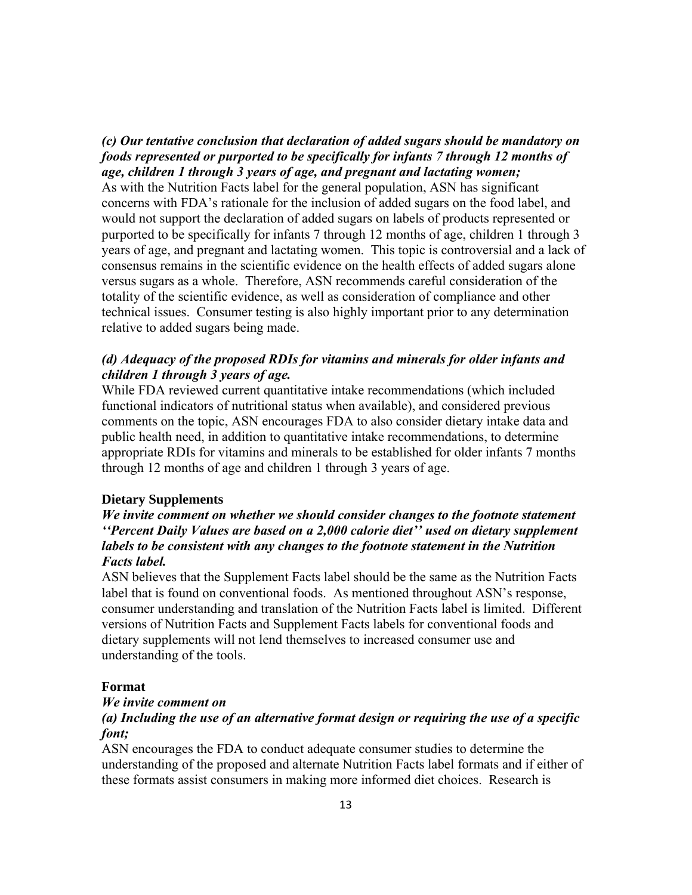***(c) Our tentative conclusion that declaration of added sugars should be mandatory on foods represented or purported to be specifically for infants 7 through 12 months of age, children 1 through 3 years of age, and pregnant and lactating women;***

As with the Nutrition Facts label for the general population, ASN has significant concerns with FDA's rationale for the inclusion of added sugars on the food label, and would not support the declaration of added sugars on labels of products represented or purported to be specifically for infants 7 through 12 months of age, children 1 through 3 years of age, and pregnant and lactating women. This topic is controversial and a lack of consensus remains in the scientific evidence on the health effects of added sugars alone versus sugars as a whole. Therefore, ASN recommends careful consideration of the totality of the scientific evidence, as well as consideration of compliance and other technical issues. Consumer testing is also highly important prior to any determination relative to added sugars being made.

***(d) Adequacy of the proposed RDIs for vitamins and minerals for older infants and children 1 through 3 years of age.***

While FDA reviewed current quantitative intake recommendations (which included functional indicators of nutritional status when available), and considered previous comments on the topic, ASN encourages FDA to also consider dietary intake data and public health need, in addition to quantitative intake recommendations, to determine appropriate RDIs for vitamins and minerals to be established for older infants 7 months through 12 months of age and children 1 through 3 years of age.

**Dietary Supplements**

***We invite comment on whether we should consider changes to the footnote statement ''Percent Daily Values are based on a 2,000 calorie diet'' used on dietary supplement labels to be consistent with any changes to the footnote statement in the Nutrition Facts label.***

ASN believes that the Supplement Facts label should be the same as the Nutrition Facts label that is found on conventional foods. As mentioned throughout ASN's response, consumer understanding and translation of the Nutrition Facts label is limited. Different versions of Nutrition Facts and Supplement Facts labels for conventional foods and dietary supplements will not lend themselves to increased consumer use and understanding of the tools.

**Format**

***We invite comment on***

***(a) Including the use of an alternative format design or requiring the use of a specific font;***

ASN encourages the FDA to conduct adequate consumer studies to determine the understanding of the proposed and alternate Nutrition Facts label formats and if either of these formats assist consumers in making more informed diet choices. Research is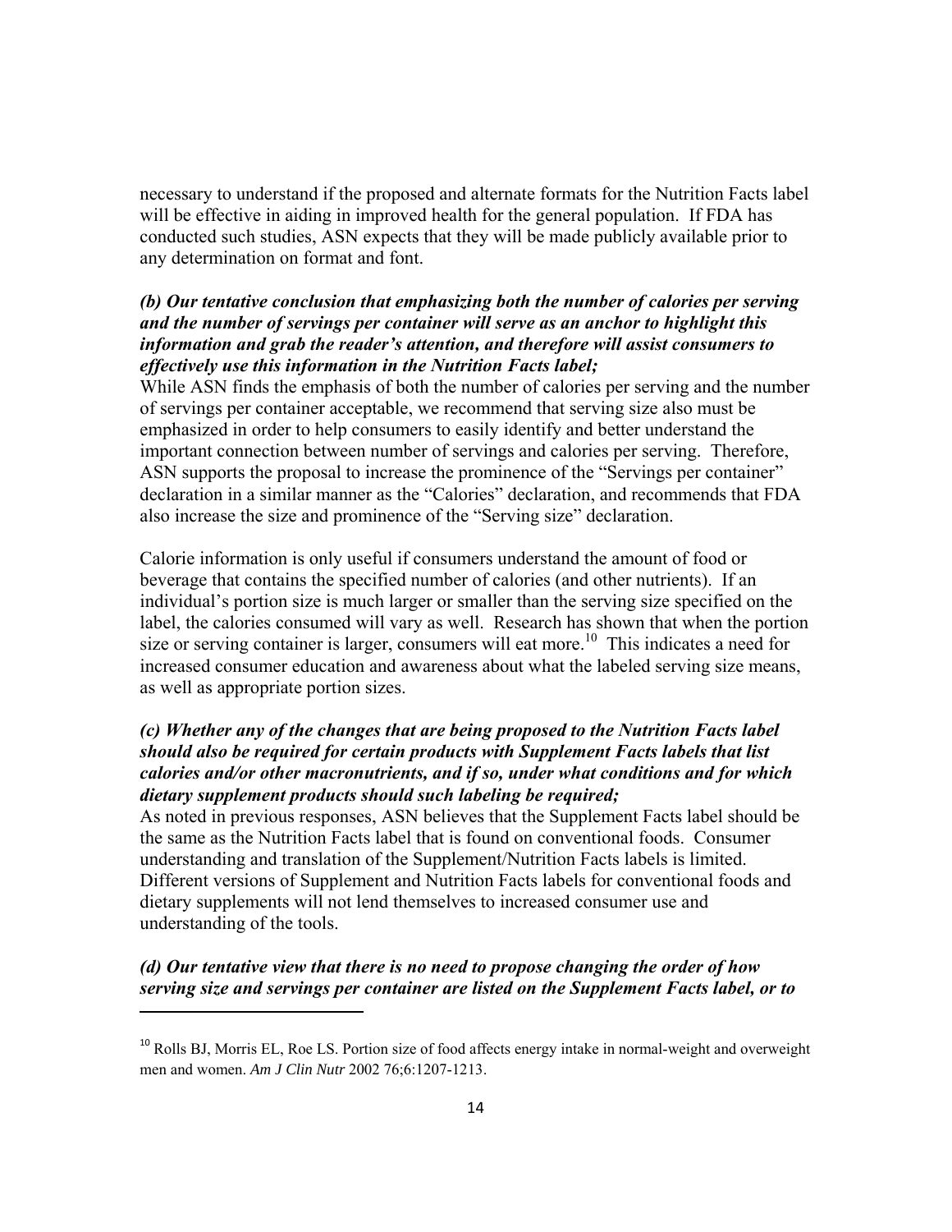necessary to understand if the proposed and alternate formats for the Nutrition Facts label will be effective in aiding in improved health for the general population. If FDA has conducted such studies, ASN expects that they will be made publicly available prior to any determination on format and font.

***(b) Our tentative conclusion that emphasizing both the number of calories per serving and the number of servings per container will serve as an anchor to highlight this information and grab the reader's attention, and therefore will assist consumers to effectively use this information in the Nutrition Facts label;***

While ASN finds the emphasis of both the number of calories per serving and the number of servings per container acceptable, we recommend that serving size also must be emphasized in order to help consumers to easily identify and better understand the important connection between number of servings and calories per serving. Therefore, ASN supports the proposal to increase the prominence of the "Servings per container" declaration in a similar manner as the "Calories" declaration, and recommends that FDA also increase the size and prominence of the "Serving size" declaration.

Calorie information is only useful if consumers understand the amount of food or beverage that contains the specified number of calories (and other nutrients). If an individual's portion size is much larger or smaller than the serving size specified on the label, the calories consumed will vary as well. Research has shown that when the portion size or serving container is larger, consumers will eat more.[10] This indicates a need for increased consumer education and awareness about what the labeled serving size means, as well as appropriate portion sizes.

***(c) Whether any of the changes that are being proposed to the Nutrition Facts label should also be required for certain products with Supplement Facts labels that list calories and/or other macronutrients, and if so, under what conditions and for which dietary supplement products should such labeling be required;***

As noted in previous responses, ASN believes that the Supplement Facts label should be the same as the Nutrition Facts label that is found on conventional foods. Consumer understanding and translation of the Supplement/Nutrition Facts labels is limited. Different versions of Supplement and Nutrition Facts labels for conventional foods and dietary supplements will not lend themselves to increased consumer use and understanding of the tools.

***(d) Our tentative view that there is no need to propose changing the order of how serving size and servings per container are listed on the Supplement Facts label, or to***

---

[10] Rolls BJ, Morris EL, Roe LS. Portion size of food affects energy intake in normal-weight and overweight men and women. *Am J Clin Nutr* 2002 76;6:1207-1213.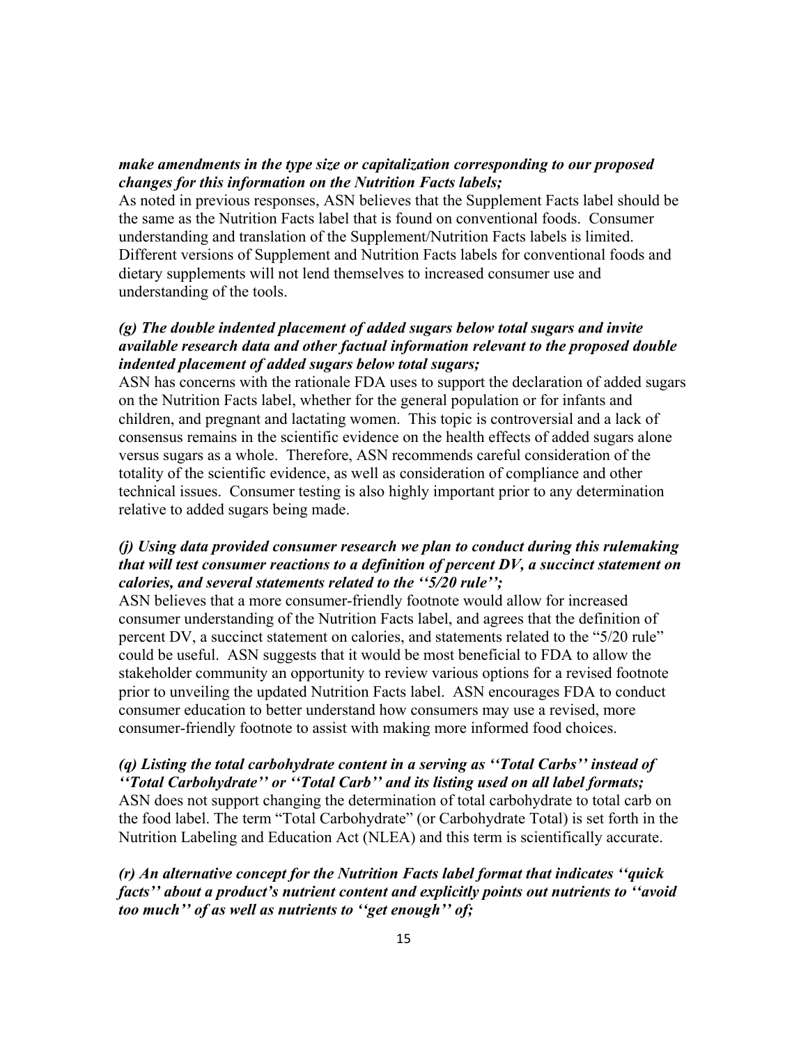***make amendments in the type size or capitalization corresponding to our proposed changes for this information on the Nutrition Facts labels;***

As noted in previous responses, ASN believes that the Supplement Facts label should be the same as the Nutrition Facts label that is found on conventional foods. Consumer understanding and translation of the Supplement/Nutrition Facts labels is limited. Different versions of Supplement and Nutrition Facts labels for conventional foods and dietary supplements will not lend themselves to increased consumer use and understanding of the tools.

***(g) The double indented placement of added sugars below total sugars and invite available research data and other factual information relevant to the proposed double indented placement of added sugars below total sugars;***

ASN has concerns with the rationale FDA uses to support the declaration of added sugars on the Nutrition Facts label, whether for the general population or for infants and children, and pregnant and lactating women. This topic is controversial and a lack of consensus remains in the scientific evidence on the health effects of added sugars alone versus sugars as a whole. Therefore, ASN recommends careful consideration of the totality of the scientific evidence, as well as consideration of compliance and other technical issues. Consumer testing is also highly important prior to any determination relative to added sugars being made.

***(j) Using data provided consumer research we plan to conduct during this rulemaking that will test consumer reactions to a definition of percent DV, a succinct statement on calories, and several statements related to the ''5/20 rule'';***

ASN believes that a more consumer-friendly footnote would allow for increased consumer understanding of the Nutrition Facts label, and agrees that the definition of percent DV, a succinct statement on calories, and statements related to the "5/20 rule" could be useful. ASN suggests that it would be most beneficial to FDA to allow the stakeholder community an opportunity to review various options for a revised footnote prior to unveiling the updated Nutrition Facts label. ASN encourages FDA to conduct consumer education to better understand how consumers may use a revised, more consumer-friendly footnote to assist with making more informed food choices.

***(q) Listing the total carbohydrate content in a serving as ''Total Carbs'' instead of ''Total Carbohydrate'' or ''Total Carb'' and its listing used on all label formats;***

ASN does not support changing the determination of total carbohydrate to total carb on the food label. The term "Total Carbohydrate" (or Carbohydrate Total) is set forth in the Nutrition Labeling and Education Act (NLEA) and this term is scientifically accurate.

***(r) An alternative concept for the Nutrition Facts label format that indicates ''quick facts'' about a product's nutrient content and explicitly points out nutrients to ''avoid too much'' of as well as nutrients to ''get enough'' of;***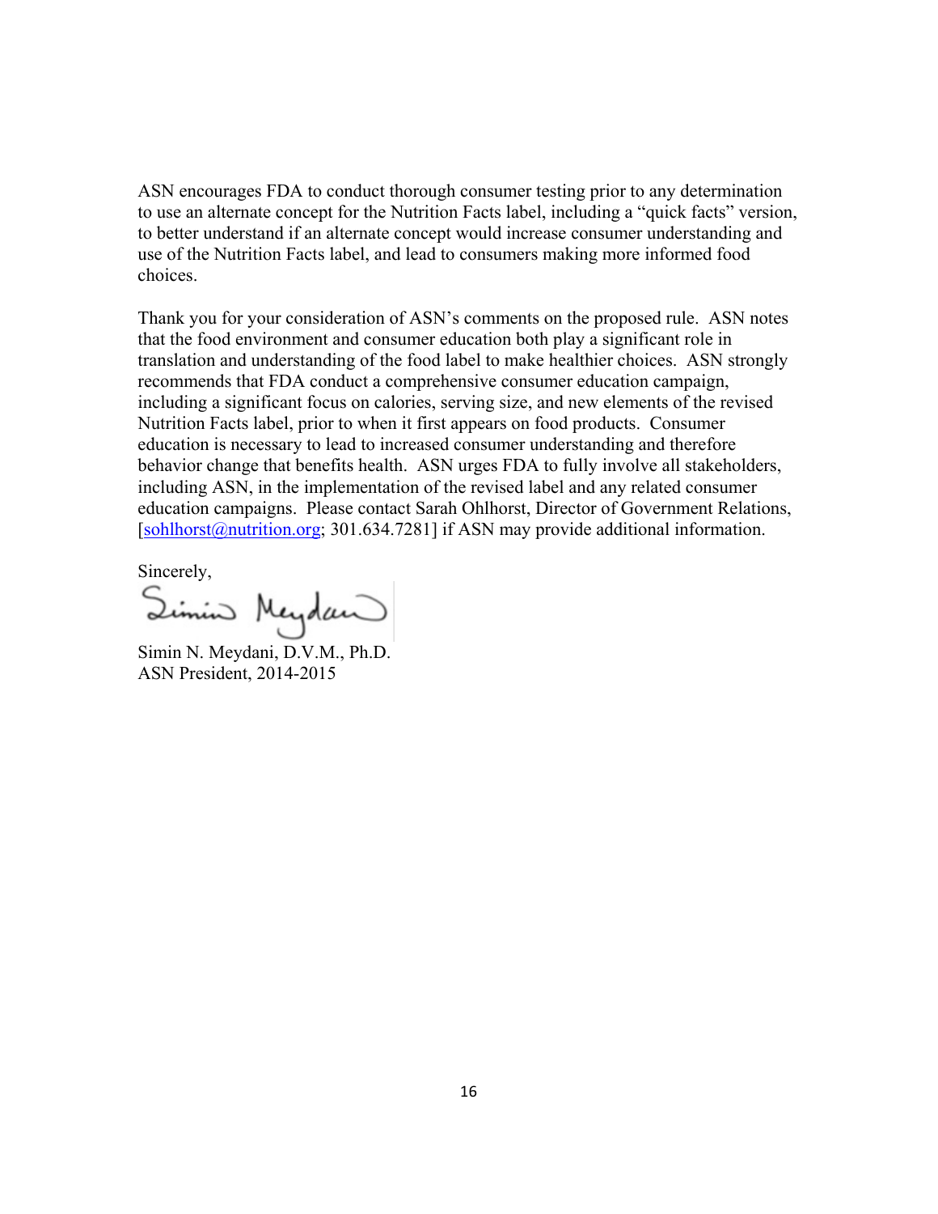ASN encourages FDA to conduct thorough consumer testing prior to any determination to use an alternate concept for the Nutrition Facts label, including a "quick facts" version, to better understand if an alternate concept would increase consumer understanding and use of the Nutrition Facts label, and lead to consumers making more informed food choices.

Thank you for your consideration of ASN's comments on the proposed rule. ASN notes that the food environment and consumer education both play a significant role in translation and understanding of the food label to make healthier choices. ASN strongly recommends that FDA conduct a comprehensive consumer education campaign, including a significant focus on calories, serving size, and new elements of the revised Nutrition Facts label, prior to when it first appears on food products. Consumer education is necessary to lead to increased consumer understanding and therefore behavior change that benefits health. ASN urges FDA to fully involve all stakeholders, including ASN, in the implementation of the revised label and any related consumer education campaigns. Please contact Sarah Ohlhorst, Director of Government Relations, [sohlhorst@nutrition.org; 301.634.7281] if ASN may provide additional information.

Sincerely,

Simin N. Meydani, D.V.M., Ph.D.
ASN President, 2014-2015